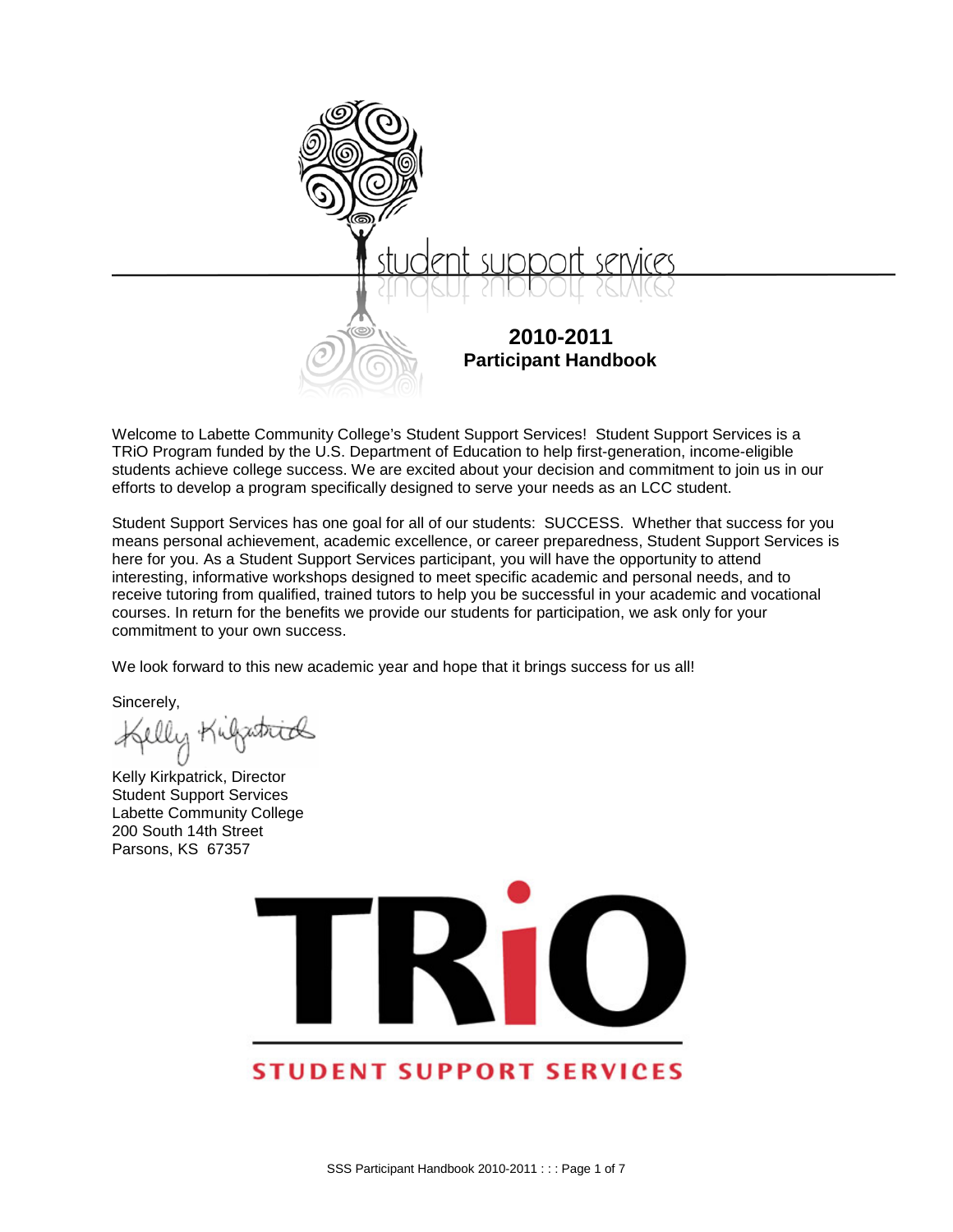student support services

# 2010-2011
## Participant Handbook

Welcome to Labette Community College's Student Support Services! Student Support Services is a TRiO Program funded by the U.S. Department of Education to help first-generation, income-eligible students achieve college success. We are excited about your decision and commitment to join us in our efforts to develop a program specifically designed to serve your needs as an LCC student.

Student Support Services has one goal for all of our students: SUCCESS. Whether that success for you means personal achievement, academic excellence, or career preparedness, Student Support Services is here for you. As a Student Support Services participant, you will have the opportunity to attend interesting, informative workshops designed to meet specific academic and personal needs, and to receive tutoring from qualified, trained tutors to help you be successful in your academic and vocational courses. In return for the benefits we provide our students for participation, we ask only for your commitment to your own success.

We look forward to this new academic year and hope that it brings success for us all!

Sincerely,

Kelly Kirkpatrick, Director
Student Support Services
Labette Community College
200 South 14th Street
Parsons, KS 67357

TRiO
STUDENT SUPPORT SERVICES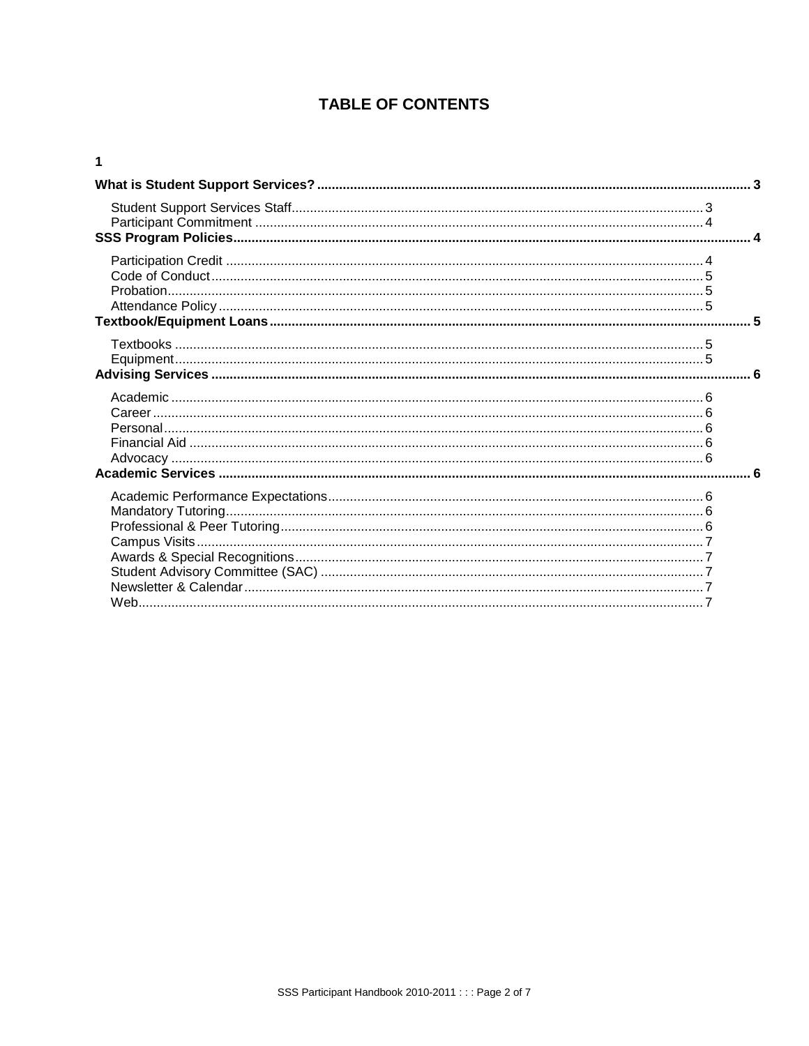# TABLE OF CONTENTS

**1**

**What is Student Support Services? .......... 3**

- Student Support Services Staff .......... 3
- Participant Commitment .......... 4

**SSS Program Policies .......... 4**

- Participation Credit .......... 4
- Code of Conduct .......... 5
- Probation .......... 5
- Attendance Policy .......... 5

**Textbook/Equipment Loans .......... 5**

- Textbooks .......... 5
- Equipment .......... 5

**Advising Services .......... 6**

- Academic .......... 6
- Career .......... 6
- Personal .......... 6
- Financial Aid .......... 6
- Advocacy .......... 6

**Academic Services .......... 6**

- Academic Performance Expectations .......... 6
- Mandatory Tutoring .......... 6
- Professional & Peer Tutoring .......... 6
- Campus Visits .......... 7
- Awards & Special Recognitions .......... 7
- Student Advisory Committee (SAC) .......... 7
- Newsletter & Calendar .......... 7
- Web .......... 7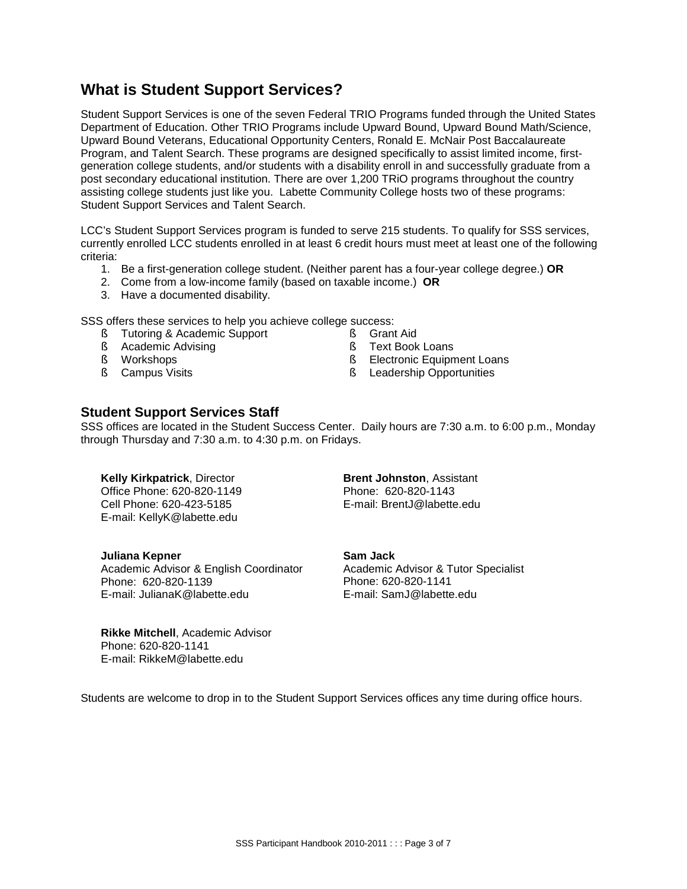## What is Student Support Services?

Student Support Services is one of the seven Federal TRIO Programs funded through the United States Department of Education. Other TRIO Programs include Upward Bound, Upward Bound Math/Science, Upward Bound Veterans, Educational Opportunity Centers, Ronald E. McNair Post Baccalaureate Program, and Talent Search. These programs are designed specifically to assist limited income, first-generation college students, and/or students with a disability enroll in and successfully graduate from a post secondary educational institution. There are over 1,200 TRiO programs throughout the country assisting college students just like you. Labette Community College hosts two of these programs: Student Support Services and Talent Search.

LCC's Student Support Services program is funded to serve 215 students. To qualify for SSS services, currently enrolled LCC students enrolled in at least 6 credit hours must meet at least one of the following criteria:

1. Be a first-generation college student. (Neither parent has a four-year college degree.) **OR**
2. Come from a low-income family (based on taxable income.) **OR**
3. Have a documented disability.

SSS offers these services to help you achieve college success:

- Tutoring & Academic Support
- Academic Advising
- Workshops
- Campus Visits
- Grant Aid
- Text Book Loans
- Electronic Equipment Loans
- Leadership Opportunities

### Student Support Services Staff

SSS offices are located in the Student Success Center. Daily hours are 7:30 a.m. to 6:00 p.m., Monday through Thursday and 7:30 a.m. to 4:30 p.m. on Fridays.

**Kelly Kirkpatrick**, Director
Office Phone: 620-820-1149
Cell Phone: 620-423-5185
E-mail: KellyK@labette.edu

**Brent Johnston**, Assistant
Phone: 620-820-1143
E-mail: BrentJ@labette.edu

**Juliana Kepner**
Academic Advisor & English Coordinator
Phone: 620-820-1139
E-mail: JulianaK@labette.edu

**Sam Jack**
Academic Advisor & Tutor Specialist
Phone: 620-820-1141
E-mail: SamJ@labette.edu

**Rikke Mitchell**, Academic Advisor
Phone: 620-820-1141
E-mail: RikkeM@labette.edu

Students are welcome to drop in to the Student Support Services offices any time during office hours.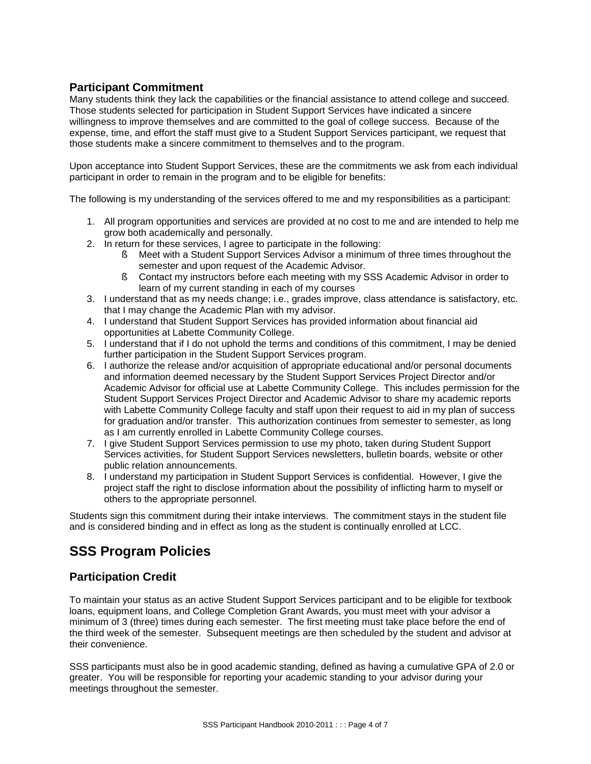### Participant Commitment

Many students think they lack the capabilities or the financial assistance to attend college and succeed. Those students selected for participation in Student Support Services have indicated a sincere willingness to improve themselves and are committed to the goal of college success. Because of the expense, time, and effort the staff must give to a Student Support Services participant, we request that those students make a sincere commitment to themselves and to the program.

Upon acceptance into Student Support Services, these are the commitments we ask from each individual participant in order to remain in the program and to be eligible for benefits:

The following is my understanding of the services offered to me and my responsibilities as a participant:

1. All program opportunities and services are provided at no cost to me and are intended to help me grow both academically and personally.
2. In return for these services, I agree to participate in the following:
   - Meet with a Student Support Services Advisor a minimum of three times throughout the semester and upon request of the Academic Advisor.
   - Contact my instructors before each meeting with my SSS Academic Advisor in order to learn of my current standing in each of my courses
3. I understand that as my needs change; i.e., grades improve, class attendance is satisfactory, etc. that I may change the Academic Plan with my advisor.
4. I understand that Student Support Services has provided information about financial aid opportunities at Labette Community College.
5. I understand that if I do not uphold the terms and conditions of this commitment, I may be denied further participation in the Student Support Services program.
6. I authorize the release and/or acquisition of appropriate educational and/or personal documents and information deemed necessary by the Student Support Services Project Director and/or Academic Advisor for official use at Labette Community College. This includes permission for the Student Support Services Project Director and Academic Advisor to share my academic reports with Labette Community College faculty and staff upon their request to aid in my plan of success for graduation and/or transfer. This authorization continues from semester to semester, as long as I am currently enrolled in Labette Community College courses.
7. I give Student Support Services permission to use my photo, taken during Student Support Services activities, for Student Support Services newsletters, bulletin boards, website or other public relation announcements.
8. I understand my participation in Student Support Services is confidential. However, I give the project staff the right to disclose information about the possibility of inflicting harm to myself or others to the appropriate personnel.

Students sign this commitment during their intake interviews. The commitment stays in the student file and is considered binding and in effect as long as the student is continually enrolled at LCC.

## SSS Program Policies

### Participation Credit

To maintain your status as an active Student Support Services participant and to be eligible for textbook loans, equipment loans, and College Completion Grant Awards, you must meet with your advisor a minimum of 3 (three) times during each semester. The first meeting must take place before the end of the third week of the semester. Subsequent meetings are then scheduled by the student and advisor at their convenience.

SSS participants must also be in good academic standing, defined as having a cumulative GPA of 2.0 or greater. You will be responsible for reporting your academic standing to your advisor during your meetings throughout the semester.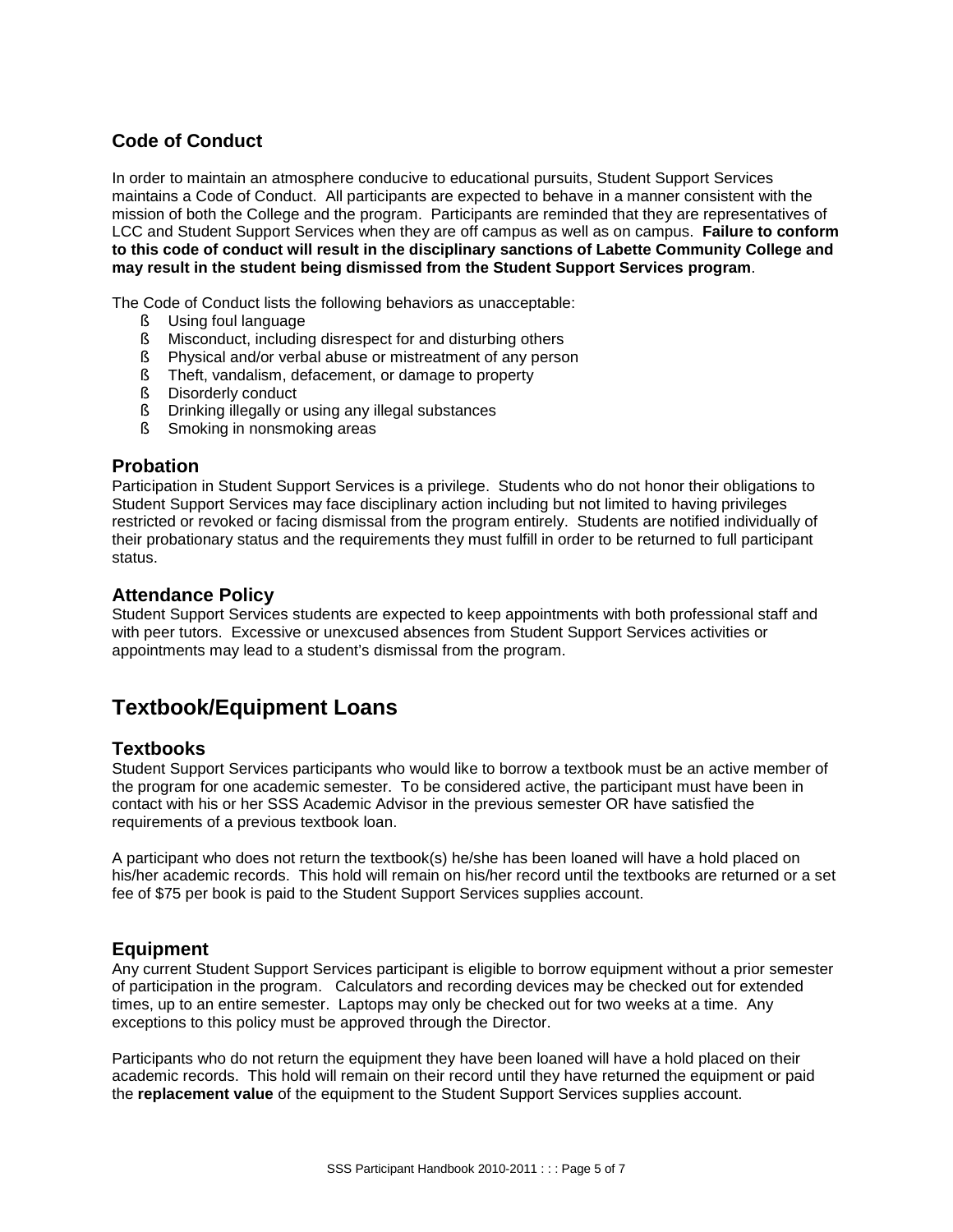### Code of Conduct

In order to maintain an atmosphere conducive to educational pursuits, Student Support Services maintains a Code of Conduct. All participants are expected to behave in a manner consistent with the mission of both the College and the program. Participants are reminded that they are representatives of LCC and Student Support Services when they are off campus as well as on campus. **Failure to conform to this code of conduct will result in the disciplinary sanctions of Labette Community College and may result in the student being dismissed from the Student Support Services program**.

The Code of Conduct lists the following behaviors as unacceptable:

- Using foul language
- Misconduct, including disrespect for and disturbing others
- Physical and/or verbal abuse or mistreatment of any person
- Theft, vandalism, defacement, or damage to property
- Disorderly conduct
- Drinking illegally or using any illegal substances
- Smoking in nonsmoking areas

### Probation

Participation in Student Support Services is a privilege. Students who do not honor their obligations to Student Support Services may face disciplinary action including but not limited to having privileges restricted or revoked or facing dismissal from the program entirely. Students are notified individually of their probationary status and the requirements they must fulfill in order to be returned to full participant status.

### Attendance Policy

Student Support Services students are expected to keep appointments with both professional staff and with peer tutors. Excessive or unexcused absences from Student Support Services activities or appointments may lead to a student's dismissal from the program.

## Textbook/Equipment Loans

### Textbooks

Student Support Services participants who would like to borrow a textbook must be an active member of the program for one academic semester. To be considered active, the participant must have been in contact with his or her SSS Academic Advisor in the previous semester OR have satisfied the requirements of a previous textbook loan.

A participant who does not return the textbook(s) he/she has been loaned will have a hold placed on his/her academic records. This hold will remain on his/her record until the textbooks are returned or a set fee of $75 per book is paid to the Student Support Services supplies account.

### Equipment

Any current Student Support Services participant is eligible to borrow equipment without a prior semester of participation in the program. Calculators and recording devices may be checked out for extended times, up to an entire semester. Laptops may only be checked out for two weeks at a time. Any exceptions to this policy must be approved through the Director.

Participants who do not return the equipment they have been loaned will have a hold placed on their academic records. This hold will remain on their record until they have returned the equipment or paid the **replacement value** of the equipment to the Student Support Services supplies account.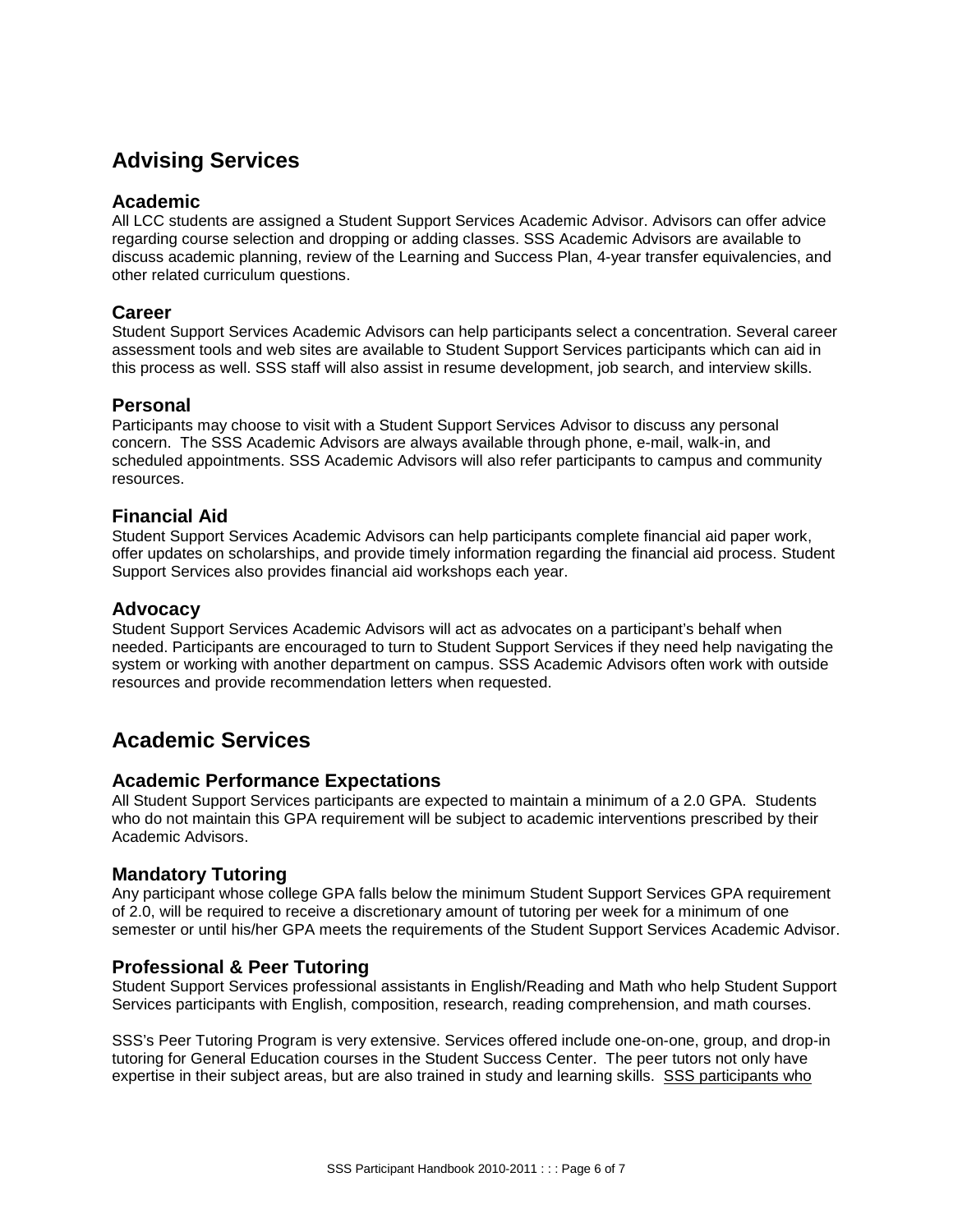## Advising Services

### Academic

All LCC students are assigned a Student Support Services Academic Advisor. Advisors can offer advice regarding course selection and dropping or adding classes. SSS Academic Advisors are available to discuss academic planning, review of the Learning and Success Plan, 4-year transfer equivalencies, and other related curriculum questions.

### Career

Student Support Services Academic Advisors can help participants select a concentration. Several career assessment tools and web sites are available to Student Support Services participants which can aid in this process as well. SSS staff will also assist in resume development, job search, and interview skills.

### Personal

Participants may choose to visit with a Student Support Services Advisor to discuss any personal concern. The SSS Academic Advisors are always available through phone, e-mail, walk-in, and scheduled appointments. SSS Academic Advisors will also refer participants to campus and community resources.

### Financial Aid

Student Support Services Academic Advisors can help participants complete financial aid paper work, offer updates on scholarships, and provide timely information regarding the financial aid process. Student Support Services also provides financial aid workshops each year.

### Advocacy

Student Support Services Academic Advisors will act as advocates on a participant's behalf when needed. Participants are encouraged to turn to Student Support Services if they need help navigating the system or working with another department on campus. SSS Academic Advisors often work with outside resources and provide recommendation letters when requested.

## Academic Services

### Academic Performance Expectations

All Student Support Services participants are expected to maintain a minimum of a 2.0 GPA. Students who do not maintain this GPA requirement will be subject to academic interventions prescribed by their Academic Advisors.

### Mandatory Tutoring

Any participant whose college GPA falls below the minimum Student Support Services GPA requirement of 2.0, will be required to receive a discretionary amount of tutoring per week for a minimum of one semester or until his/her GPA meets the requirements of the Student Support Services Academic Advisor.

### Professional & Peer Tutoring

Student Support Services professional assistants in English/Reading and Math who help Student Support Services participants with English, composition, research, reading comprehension, and math courses.

SSS's Peer Tutoring Program is very extensive. Services offered include one-on-one, group, and drop-in tutoring for General Education courses in the Student Success Center. The peer tutors not only have expertise in their subject areas, but are also trained in study and learning skills. <u>SSS participants who</u>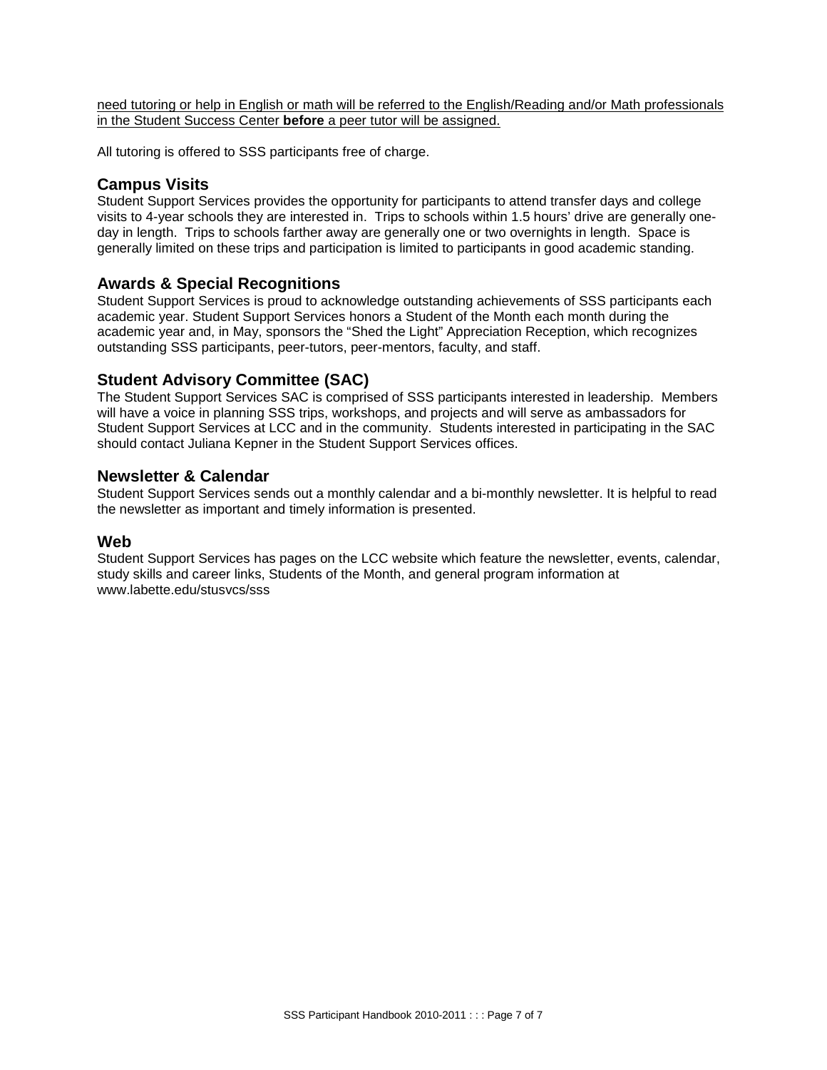need tutoring or help in English or math will be referred to the English/Reading and/or Math professionals in the Student Success Center **before** a peer tutor will be assigned.

All tutoring is offered to SSS participants free of charge.

## Campus Visits

Student Support Services provides the opportunity for participants to attend transfer days and college visits to 4-year schools they are interested in. Trips to schools within 1.5 hours' drive are generally one-day in length. Trips to schools farther away are generally one or two overnights in length. Space is generally limited on these trips and participation is limited to participants in good academic standing.

## Awards & Special Recognitions

Student Support Services is proud to acknowledge outstanding achievements of SSS participants each academic year. Student Support Services honors a Student of the Month each month during the academic year and, in May, sponsors the "Shed the Light" Appreciation Reception, which recognizes outstanding SSS participants, peer-tutors, peer-mentors, faculty, and staff.

## Student Advisory Committee (SAC)

The Student Support Services SAC is comprised of SSS participants interested in leadership. Members will have a voice in planning SSS trips, workshops, and projects and will serve as ambassadors for Student Support Services at LCC and in the community. Students interested in participating in the SAC should contact Juliana Kepner in the Student Support Services offices.

## Newsletter & Calendar

Student Support Services sends out a monthly calendar and a bi-monthly newsletter. It is helpful to read the newsletter as important and timely information is presented.

## Web

Student Support Services has pages on the LCC website which feature the newsletter, events, calendar, study skills and career links, Students of the Month, and general program information at www.labette.edu/stusvcs/sss